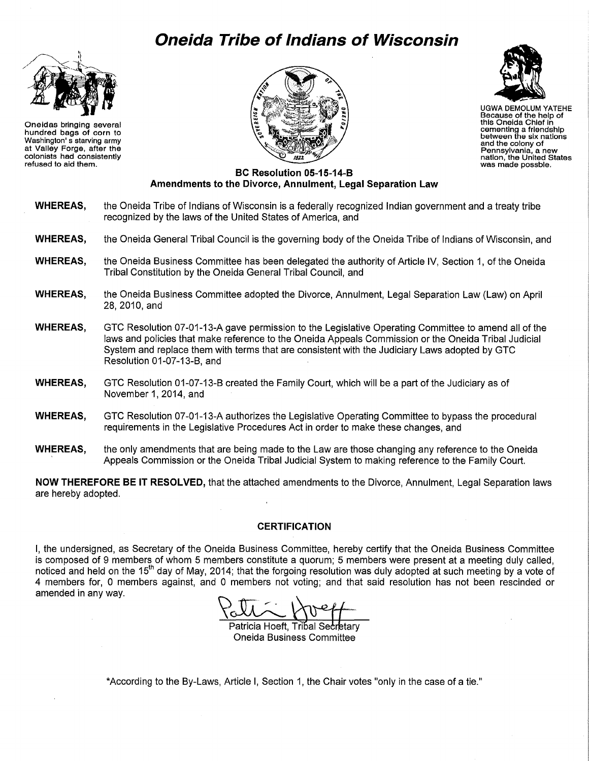# Oneida Tribe of Indians of Wisconsin

Oneidas bringing several hundred bags of corn to Washington's starving army at Valley Forge, after the colonists had consistently refused to aid them.

UGWA DEMOLUM YATEHE
Because of the help of this Oneida Chief in cementing a friendship between the six nations and the colony of Pennsylvania, a new nation, the United States was made possble.

## BC Resolution 05-15-14-B
## Amendments to the Divorce, Annulment, Legal Separation Law

**WHEREAS,** the Oneida Tribe of Indians of Wisconsin is a federally recognized Indian government and a treaty tribe recognized by the laws of the United States of America, and

**WHEREAS,** the Oneida General Tribal Council is the governing body of the Oneida Tribe of Indians of Wisconsin, and

**WHEREAS,** the Oneida Business Committee has been delegated the authority of Article IV, Section 1, of the Oneida Tribal Constitution by the Oneida General Tribal Council, and

**WHEREAS,** the Oneida Business Committee adopted the Divorce, Annulment, Legal Separation Law (Law) on April 28, 2010, and

**WHEREAS,** GTC Resolution 07-01-13-A gave permission to the Legislative Operating Committee to amend all of the laws and policies that make reference to the Oneida Appeals Commission or the Oneida Tribal Judicial System and replace them with terms that are consistent with the Judiciary Laws adopted by GTC Resolution 01-07-13-B, and

**WHEREAS,** GTC Resolution 01-07-13-B created the Family Court, which will be a part of the Judiciary as of November 1, 2014, and

**WHEREAS,** GTC Resolution 07-01-13-A authorizes the Legislative Operating Committee to bypass the procedural requirements in the Legislative Procedures Act in order to make these changes, and

**WHEREAS,** the only amendments that are being made to the Law are those changing any reference to the Oneida Appeals Commission or the Oneida Tribal Judicial System to making reference to the Family Court.

**NOW THEREFORE BE IT RESOLVED,** that the attached amendments to the Divorce, Annulment, Legal Separation laws are hereby adopted.

### CERTIFICATION

I, the undersigned, as Secretary of the Oneida Business Committee, hereby certify that the Oneida Business Committee is composed of 9 members of whom 5 members constitute a quorum; 5 members were present at a meeting duly called, noticed and held on the 15th day of May, 2014; that the forgoing resolution was duly adopted at such meeting by a vote of 4 members for, 0 members against, and 0 members not voting; and that said resolution has not been rescinded or amended in any way.

Patricia Hoeft, Tribal Secretary
Oneida Business Committee

*According to the By-Laws, Article I, Section 1, the Chair votes "only in the case of a tie."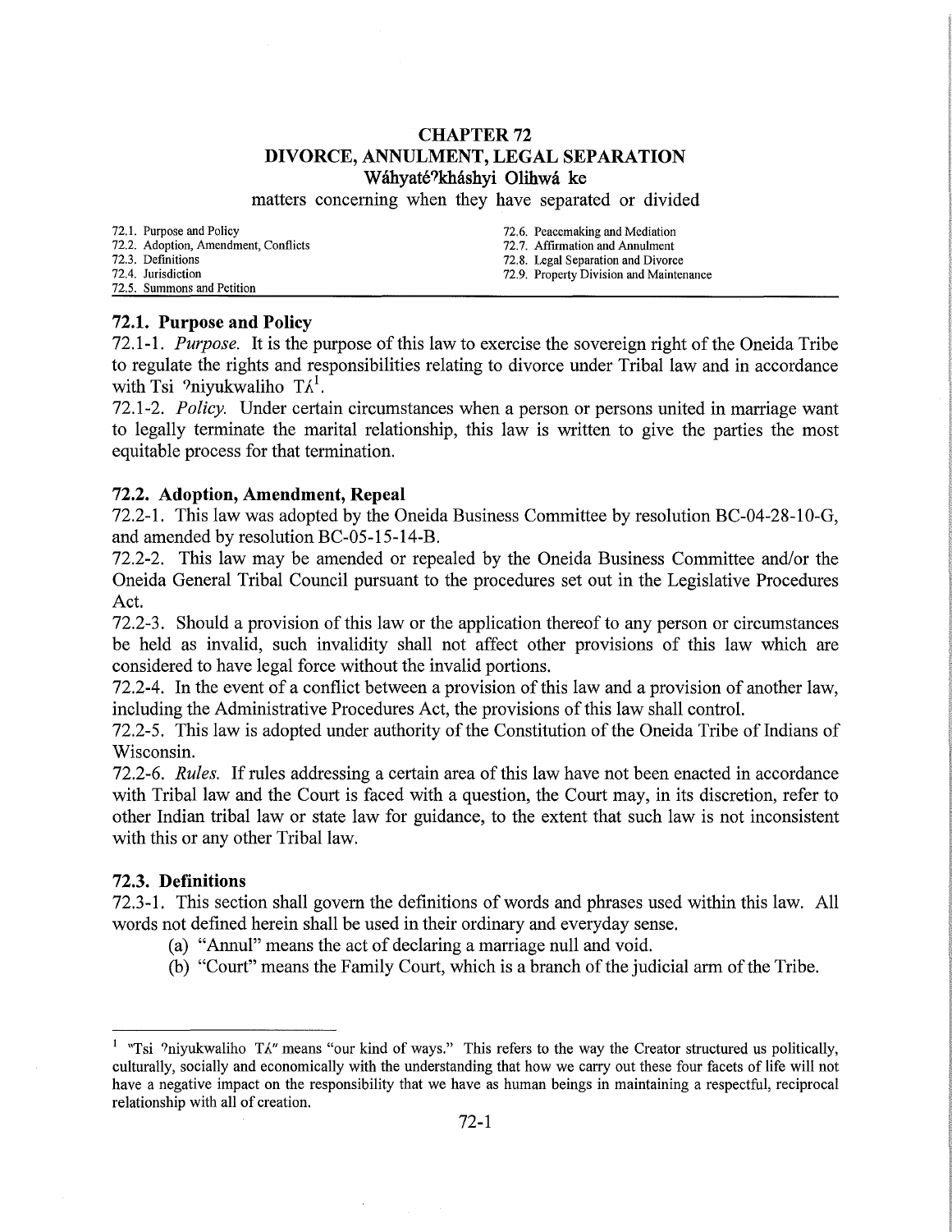# CHAPTER 72
# DIVORCE, ANNULMENT, LEGAL SEPARATION
## Wáhyatéʔkháshyi Olihwá ke

matters concerning when they have separated or divided

| | |
|---|---|
| 72.1. Purpose and Policy | 72.6. Peacemaking and Mediation |
| 72.2. Adoption, Amendment, Conflicts | 72.7. Affirmation and Annulment |
| 72.3. Definitions | 72.8. Legal Separation and Divorce |
| 72.4. Jurisdiction | 72.9. Property Division and Maintenance |
| 72.5. Summons and Petition | |

### 72.1. Purpose and Policy

72.1-1. *Purpose.* It is the purpose of this law to exercise the sovereign right of the Oneida Tribe to regulate the rights and responsibilities relating to divorce under Tribal law and in accordance with Tsi ʔniyukwaliho Tʌ[1].

72.1-2. *Policy.* Under certain circumstances when a person or persons united in marriage want to legally terminate the marital relationship, this law is written to give the parties the most equitable process for that termination.

### 72.2. Adoption, Amendment, Repeal

72.2-1. This law was adopted by the Oneida Business Committee by resolution BC-04-28-10-G, and amended by resolution BC-05-15-14-B.

72.2-2. This law may be amended or repealed by the Oneida Business Committee and/or the Oneida General Tribal Council pursuant to the procedures set out in the Legislative Procedures Act.

72.2-3. Should a provision of this law or the application thereof to any person or circumstances be held as invalid, such invalidity shall not affect other provisions of this law which are considered to have legal force without the invalid portions.

72.2-4. In the event of a conflict between a provision of this law and a provision of another law, including the Administrative Procedures Act, the provisions of this law shall control.

72.2-5. This law is adopted under authority of the Constitution of the Oneida Tribe of Indians of Wisconsin.

72.2-6. *Rules.* If rules addressing a certain area of this law have not been enacted in accordance with Tribal law and the Court is faced with a question, the Court may, in its discretion, refer to other Indian tribal law or state law for guidance, to the extent that such law is not inconsistent with this or any other Tribal law.

### 72.3. Definitions

72.3-1. This section shall govern the definitions of words and phrases used within this law. All words not defined herein shall be used in their ordinary and everyday sense.

- (a) "Annul" means the act of declaring a marriage null and void.
- (b) "Court" means the Family Court, which is a branch of the judicial arm of the Tribe.

---

[1] "Tsi ʔniyukwaliho Tʌ" means "our kind of ways." This refers to the way the Creator structured us politically, culturally, socially and economically with the understanding that how we carry out these four facets of life will not have a negative impact on the responsibility that we have as human beings in maintaining a respectful, reciprocal relationship with all of creation.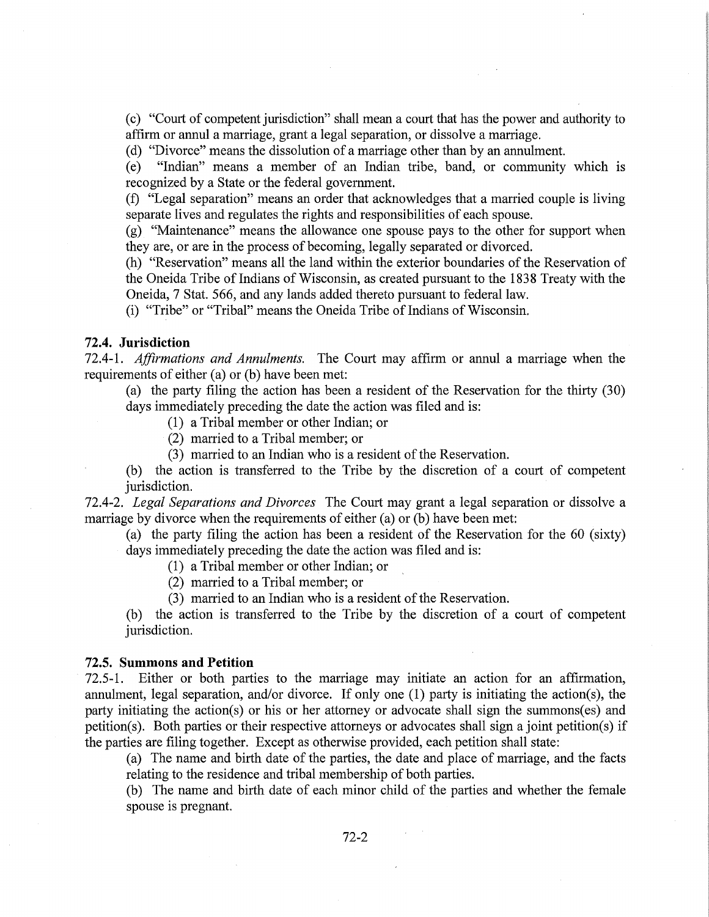(c) "Court of competent jurisdiction" shall mean a court that has the power and authority to affirm or annul a marriage, grant a legal separation, or dissolve a marriage.

(d) "Divorce" means the dissolution of a marriage other than by an annulment.

(e) "Indian" means a member of an Indian tribe, band, or community which is recognized by a State or the federal government.

(f) "Legal separation" means an order that acknowledges that a married couple is living separate lives and regulates the rights and responsibilities of each spouse.

(g) "Maintenance" means the allowance one spouse pays to the other for support when they are, or are in the process of becoming, legally separated or divorced.

(h) "Reservation" means all the land within the exterior boundaries of the Reservation of the Oneida Tribe of Indians of Wisconsin, as created pursuant to the 1838 Treaty with the Oneida, 7 Stat. 566, and any lands added thereto pursuant to federal law.

(i) "Tribe" or "Tribal" means the Oneida Tribe of Indians of Wisconsin.

### 72.4. Jurisdiction

72.4-1. *Affirmations and Annulments.* The Court may affirm or annul a marriage when the requirements of either (a) or (b) have been met:

(a) the party filing the action has been a resident of the Reservation for the thirty (30) days immediately preceding the date the action was filed and is:

(1) a Tribal member or other Indian; or

(2) married to a Tribal member; or

(3) married to an Indian who is a resident of the Reservation.

(b) the action is transferred to the Tribe by the discretion of a court of competent jurisdiction.

72.4-2. *Legal Separations and Divorces* The Court may grant a legal separation or dissolve a marriage by divorce when the requirements of either (a) or (b) have been met:

(a) the party filing the action has been a resident of the Reservation for the 60 (sixty) days immediately preceding the date the action was filed and is:

(1) a Tribal member or other Indian; or

(2) married to a Tribal member; or

(3) married to an Indian who is a resident of the Reservation.

(b) the action is transferred to the Tribe by the discretion of a court of competent jurisdiction.

### 72.5. Summons and Petition

72.5-1. Either or both parties to the marriage may initiate an action for an affirmation, annulment, legal separation, and/or divorce. If only one (1) party is initiating the action(s), the party initiating the action(s) or his or her attorney or advocate shall sign the summons(es) and petition(s). Both parties or their respective attorneys or advocates shall sign a joint petition(s) if the parties are filing together. Except as otherwise provided, each petition shall state:

(a) The name and birth date of the parties, the date and place of marriage, and the facts relating to the residence and tribal membership of both parties.

(b) The name and birth date of each minor child of the parties and whether the female spouse is pregnant.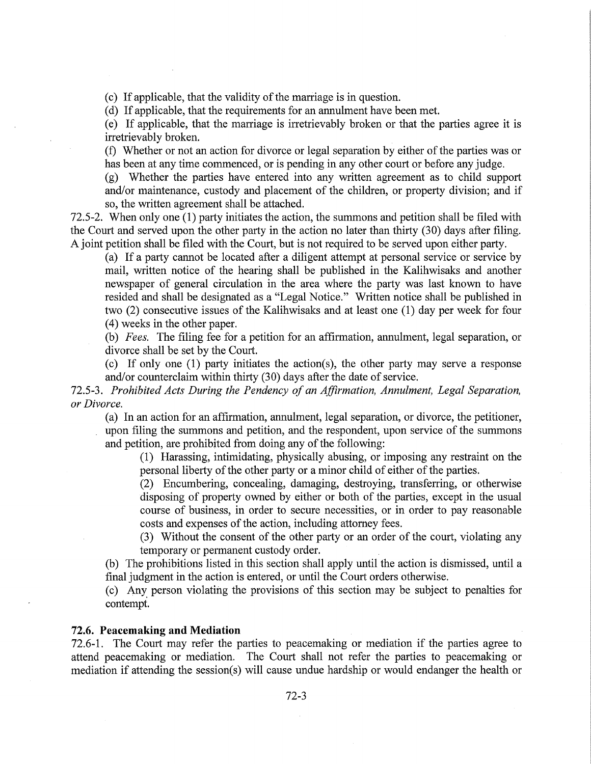(c) If applicable, that the validity of the marriage is in question.

(d) If applicable, that the requirements for an annulment have been met.

(e) If applicable, that the marriage is irretrievably broken or that the parties agree it is irretrievably broken.

(f) Whether or not an action for divorce or legal separation by either of the parties was or has been at any time commenced, or is pending in any other court or before any judge.

(g) Whether the parties have entered into any written agreement as to child support and/or maintenance, custody and placement of the children, or property division; and if so, the written agreement shall be attached.

72.5-2. When only one (1) party initiates the action, the summons and petition shall be filed with the Court and served upon the other party in the action no later than thirty (30) days after filing. A joint petition shall be filed with the Court, but is not required to be served upon either party.

(a) If a party cannot be located after a diligent attempt at personal service or service by mail, written notice of the hearing shall be published in the Kalihwisaks and another newspaper of general circulation in the area where the party was last known to have resided and shall be designated as a "Legal Notice." Written notice shall be published in two (2) consecutive issues of the Kalihwisaks and at least one (1) day per week for four (4) weeks in the other paper.

(b) *Fees.* The filing fee for a petition for an affirmation, annulment, legal separation, or divorce shall be set by the Court.

(c) If only one (1) party initiates the action(s), the other party may serve a response and/or counterclaim within thirty (30) days after the date of service.

72.5-3. *Prohibited Acts During the Pendency of an Affirmation, Annulment, Legal Separation, or Divorce.*

(a) In an action for an affirmation, annulment, legal separation, or divorce, the petitioner, upon filing the summons and petition, and the respondent, upon service of the summons and petition, are prohibited from doing any of the following:

(1) Harassing, intimidating, physically abusing, or imposing any restraint on the personal liberty of the other party or a minor child of either of the parties.

(2) Encumbering, concealing, damaging, destroying, transferring, or otherwise disposing of property owned by either or both of the parties, except in the usual course of business, in order to secure necessities, or in order to pay reasonable costs and expenses of the action, including attorney fees.

(3) Without the consent of the other party or an order of the court, violating any temporary or permanent custody order.

(b) The prohibitions listed in this section shall apply until the action is dismissed, until a final judgment in the action is entered, or until the Court orders otherwise.

(c) Any person violating the provisions of this section may be subject to penalties for contempt.

### 72.6. Peacemaking and Mediation

72.6-1. The Court may refer the parties to peacemaking or mediation if the parties agree to attend peacemaking or mediation. The Court shall not refer the parties to peacemaking or mediation if attending the session(s) will cause undue hardship or would endanger the health or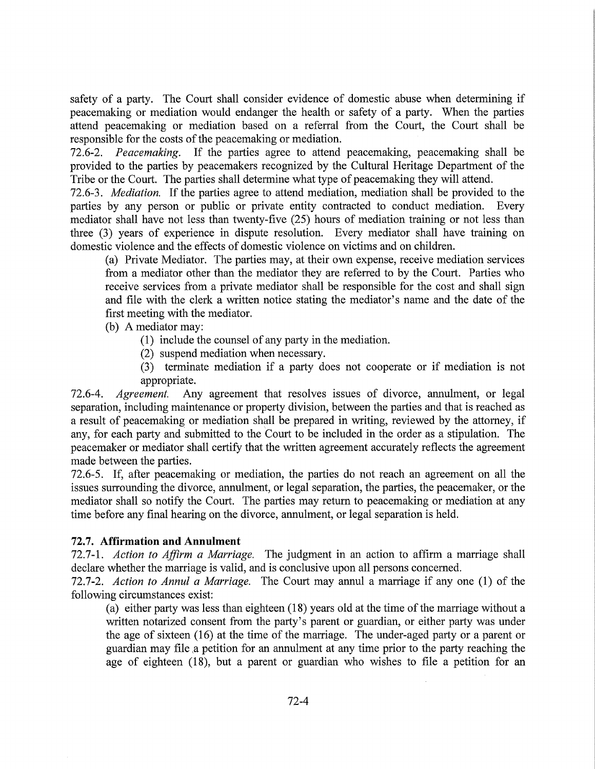safety of a party. The Court shall consider evidence of domestic abuse when determining if peacemaking or mediation would endanger the health or safety of a party. When the parties attend peacemaking or mediation based on a referral from the Court, the Court shall be responsible for the costs of the peacemaking or mediation.

72.6-2. *Peacemaking.* If the parties agree to attend peacemaking, peacemaking shall be provided to the parties by peacemakers recognized by the Cultural Heritage Department of the Tribe or the Court. The parties shall determine what type of peacemaking they will attend.

72.6-3. *Mediation.* If the parties agree to attend mediation, mediation shall be provided to the parties by any person or public or private entity contracted to conduct mediation. Every mediator shall have not less than twenty-five (25) hours of mediation training or not less than three (3) years of experience in dispute resolution. Every mediator shall have training on domestic violence and the effects of domestic violence on victims and on children.

(a) Private Mediator. The parties may, at their own expense, receive mediation services from a mediator other than the mediator they are referred to by the Court. Parties who receive services from a private mediator shall be responsible for the cost and shall sign and file with the clerk a written notice stating the mediator's name and the date of the first meeting with the mediator.

(b) A mediator may:

(1) include the counsel of any party in the mediation.

(2) suspend mediation when necessary.

(3) terminate mediation if a party does not cooperate or if mediation is not appropriate.

72.6-4. *Agreement.* Any agreement that resolves issues of divorce, annulment, or legal separation, including maintenance or property division, between the parties and that is reached as a result of peacemaking or mediation shall be prepared in writing, reviewed by the attorney, if any, for each party and submitted to the Court to be included in the order as a stipulation. The peacemaker or mediator shall certify that the written agreement accurately reflects the agreement made between the parties.

72.6-5. If, after peacemaking or mediation, the parties do not reach an agreement on all the issues surrounding the divorce, annulment, or legal separation, the parties, the peacemaker, or the mediator shall so notify the Court. The parties may return to peacemaking or mediation at any time before any final hearing on the divorce, annulment, or legal separation is held.

### 72.7. Affirmation and Annulment

72.7-1. *Action to Affirm a Marriage.* The judgment in an action to affirm a marriage shall declare whether the marriage is valid, and is conclusive upon all persons concerned.

72.7-2. *Action to Annul a Marriage.* The Court may annul a marriage if any one (1) of the following circumstances exist:

(a) either party was less than eighteen (18) years old at the time of the marriage without a written notarized consent from the party's parent or guardian, or either party was under the age of sixteen (16) at the time of the marriage. The under-aged party or a parent or guardian may file a petition for an annulment at any time prior to the party reaching the age of eighteen (18), but a parent or guardian who wishes to file a petition for an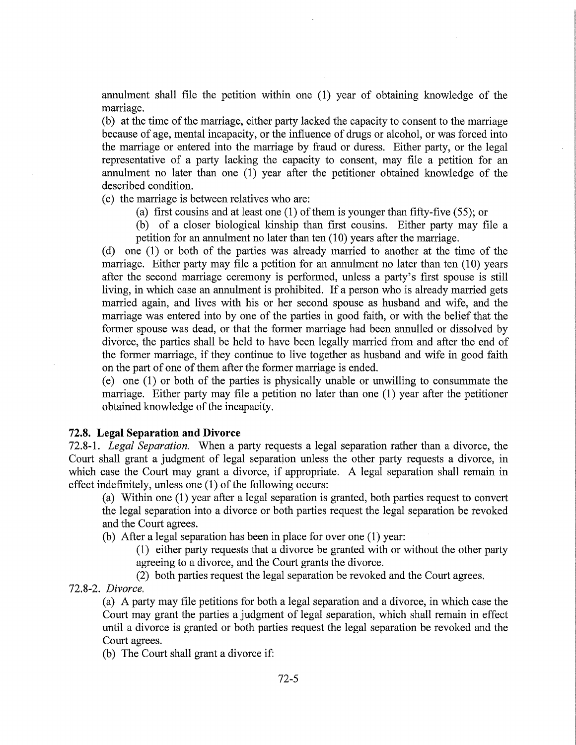annulment shall file the petition within one (1) year of obtaining knowledge of the marriage.

(b) at the time of the marriage, either party lacked the capacity to consent to the marriage because of age, mental incapacity, or the influence of drugs or alcohol, or was forced into the marriage or entered into the marriage by fraud or duress. Either party, or the legal representative of a party lacking the capacity to consent, may file a petition for an annulment no later than one (1) year after the petitioner obtained knowledge of the described condition.

(c) the marriage is between relatives who are:

> (a) first cousins and at least one (1) of them is younger than fifty-five (55); or
>
> (b) of a closer biological kinship than first cousins. Either party may file a petition for an annulment no later than ten (10) years after the marriage.

(d) one (1) or both of the parties was already married to another at the time of the marriage. Either party may file a petition for an annulment no later than ten (10) years after the second marriage ceremony is performed, unless a party's first spouse is still living, in which case an annulment is prohibited. If a person who is already married gets married again, and lives with his or her second spouse as husband and wife, and the marriage was entered into by one of the parties in good faith, or with the belief that the former spouse was dead, or that the former marriage had been annulled or dissolved by divorce, the parties shall be held to have been legally married from and after the end of the former marriage, if they continue to live together as husband and wife in good faith on the part of one of them after the former marriage is ended.

(e) one (1) or both of the parties is physically unable or unwilling to consummate the marriage. Either party may file a petition no later than one (1) year after the petitioner obtained knowledge of the incapacity.

**72.8. Legal Separation and Divorce**

72.8-1. *Legal Separation.* When a party requests a legal separation rather than a divorce, the Court shall grant a judgment of legal separation unless the other party requests a divorce, in which case the Court may grant a divorce, if appropriate. A legal separation shall remain in effect indefinitely, unless one (1) of the following occurs:

> (a) Within one (1) year after a legal separation is granted, both parties request to convert the legal separation into a divorce or both parties request the legal separation be revoked and the Court agrees.
>
> (b) After a legal separation has been in place for over one (1) year:
>
> > (1) either party requests that a divorce be granted with or without the other party agreeing to a divorce, and the Court grants the divorce.
> >
> > (2) both parties request the legal separation be revoked and the Court agrees.

72.8-2. *Divorce.*

> (a) A party may file petitions for both a legal separation and a divorce, in which case the Court may grant the parties a judgment of legal separation, which shall remain in effect until a divorce is granted or both parties request the legal separation be revoked and the Court agrees.
>
> (b) The Court shall grant a divorce if: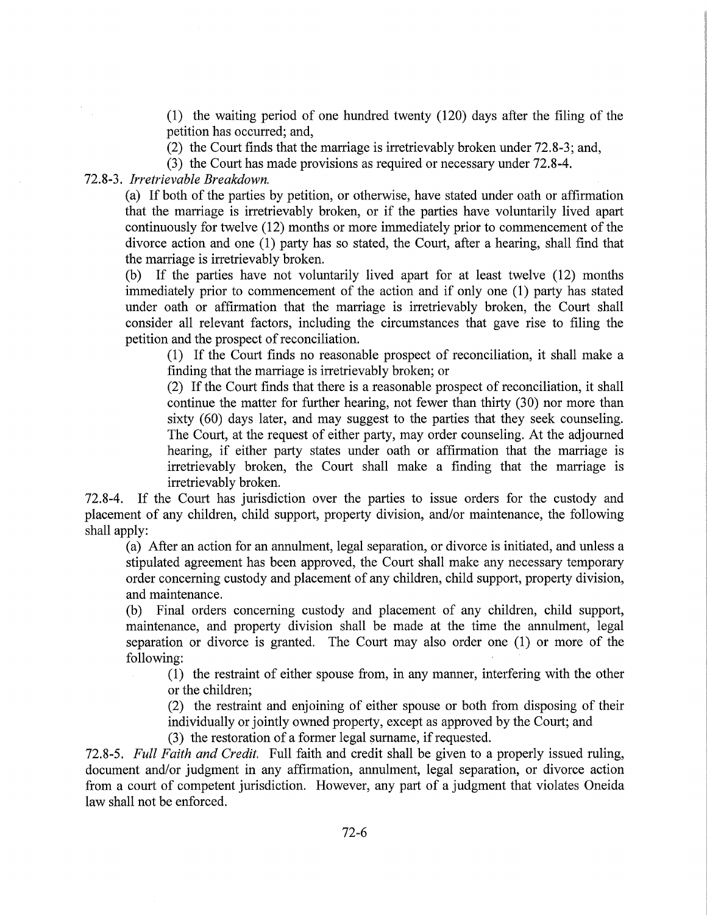(1) the waiting period of one hundred twenty (120) days after the filing of the petition has occurred; and,

(2) the Court finds that the marriage is irretrievably broken under 72.8-3; and,

(3) the Court has made provisions as required or necessary under 72.8-4.

72.8-3. *Irretrievable Breakdown.*

(a) If both of the parties by petition, or otherwise, have stated under oath or affirmation that the marriage is irretrievably broken, or if the parties have voluntarily lived apart continuously for twelve (12) months or more immediately prior to commencement of the divorce action and one (1) party has so stated, the Court, after a hearing, shall find that the marriage is irretrievably broken.

(b) If the parties have not voluntarily lived apart for at least twelve (12) months immediately prior to commencement of the action and if only one (1) party has stated under oath or affirmation that the marriage is irretrievably broken, the Court shall consider all relevant factors, including the circumstances that gave rise to filing the petition and the prospect of reconciliation.

(1) If the Court finds no reasonable prospect of reconciliation, it shall make a finding that the marriage is irretrievably broken; or

(2) If the Court finds that there is a reasonable prospect of reconciliation, it shall continue the matter for further hearing, not fewer than thirty (30) nor more than sixty (60) days later, and may suggest to the parties that they seek counseling. The Court, at the request of either party, may order counseling. At the adjourned hearing, if either party states under oath or affirmation that the marriage is irretrievably broken, the Court shall make a finding that the marriage is irretrievably broken.

72.8-4. If the Court has jurisdiction over the parties to issue orders for the custody and placement of any children, child support, property division, and/or maintenance, the following shall apply:

(a) After an action for an annulment, legal separation, or divorce is initiated, and unless a stipulated agreement has been approved, the Court shall make any necessary temporary order concerning custody and placement of any children, child support, property division, and maintenance.

(b) Final orders concerning custody and placement of any children, child support, maintenance, and property division shall be made at the time the annulment, legal separation or divorce is granted. The Court may also order one (1) or more of the following:

(1) the restraint of either spouse from, in any manner, interfering with the other or the children;

(2) the restraint and enjoining of either spouse or both from disposing of their individually or jointly owned property, except as approved by the Court; and

(3) the restoration of a former legal surname, if requested.

72.8-5. *Full Faith and Credit.* Full faith and credit shall be given to a properly issued ruling, document and/or judgment in any affirmation, annulment, legal separation, or divorce action from a court of competent jurisdiction. However, any part of a judgment that violates Oneida law shall not be enforced.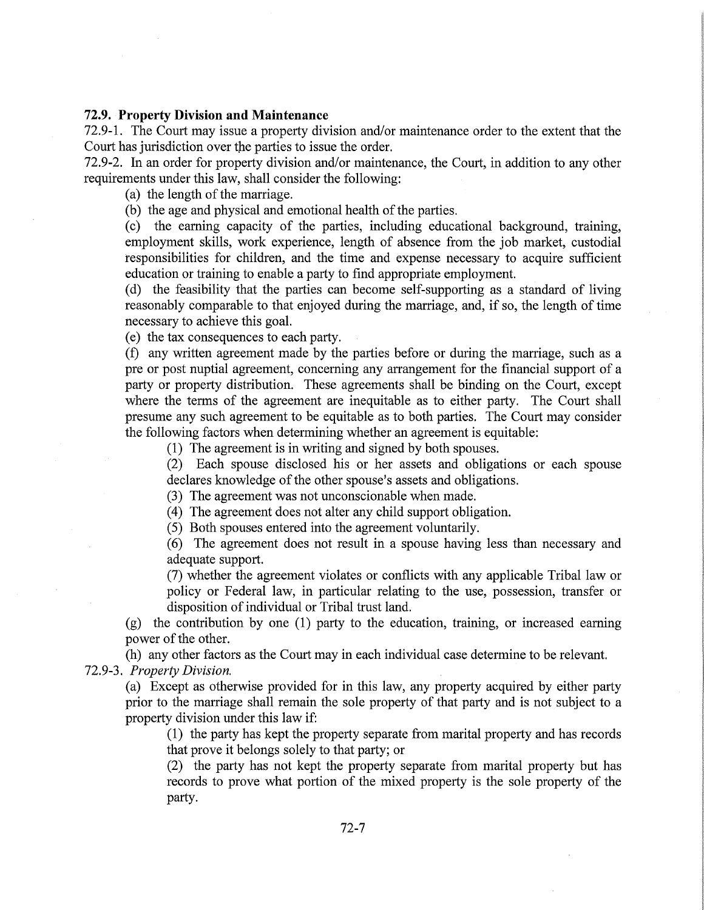### 72.9. Property Division and Maintenance

72.9-1. The Court may issue a property division and/or maintenance order to the extent that the Court has jurisdiction over the parties to issue the order.

72.9-2. In an order for property division and/or maintenance, the Court, in addition to any other requirements under this law, shall consider the following:

(a) the length of the marriage.

(b) the age and physical and emotional health of the parties.

(c) the earning capacity of the parties, including educational background, training, employment skills, work experience, length of absence from the job market, custodial responsibilities for children, and the time and expense necessary to acquire sufficient education or training to enable a party to find appropriate employment.

(d) the feasibility that the parties can become self-supporting as a standard of living reasonably comparable to that enjoyed during the marriage, and, if so, the length of time necessary to achieve this goal.

(e) the tax consequences to each party.

(f) any written agreement made by the parties before or during the marriage, such as a pre or post nuptial agreement, concerning any arrangement for the financial support of a party or property distribution. These agreements shall be binding on the Court, except where the terms of the agreement are inequitable as to either party. The Court shall presume any such agreement to be equitable as to both parties. The Court may consider the following factors when determining whether an agreement is equitable:

(1) The agreement is in writing and signed by both spouses.

(2) Each spouse disclosed his or her assets and obligations or each spouse declares knowledge of the other spouse's assets and obligations.

(3) The agreement was not unconscionable when made.

(4) The agreement does not alter any child support obligation.

(5) Both spouses entered into the agreement voluntarily.

(6) The agreement does not result in a spouse having less than necessary and adequate support.

(7) whether the agreement violates or conflicts with any applicable Tribal law or policy or Federal law, in particular relating to the use, possession, transfer or disposition of individual or Tribal trust land.

(g) the contribution by one (1) party to the education, training, or increased earning power of the other.

(h) any other factors as the Court may in each individual case determine to be relevant.

72.9-3. *Property Division.*

(a) Except as otherwise provided for in this law, any property acquired by either party prior to the marriage shall remain the sole property of that party and is not subject to a property division under this law if:

(1) the party has kept the property separate from marital property and has records that prove it belongs solely to that party; or

(2) the party has not kept the property separate from marital property but has records to prove what portion of the mixed property is the sole property of the party.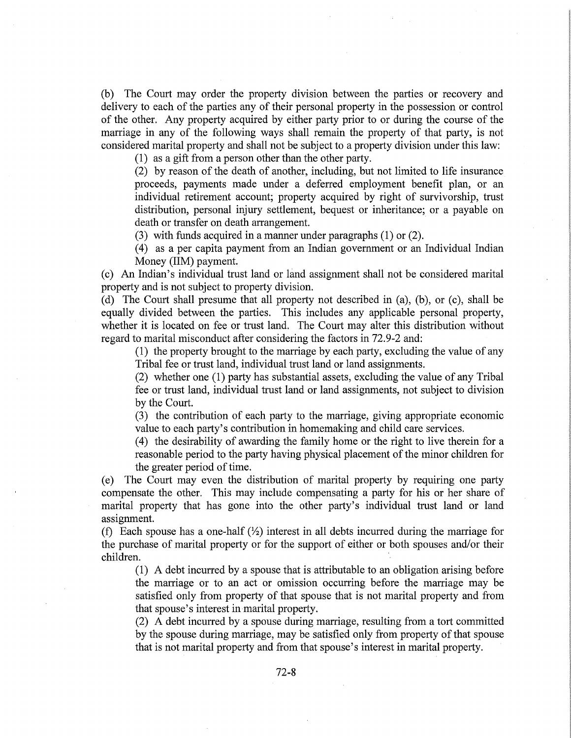(b) The Court may order the property division between the parties or recovery and delivery to each of the parties any of their personal property in the possession or control of the other. Any property acquired by either party prior to or during the course of the marriage in any of the following ways shall remain the property of that party, is not considered marital property and shall not be subject to a property division under this law:

(1) as a gift from a person other than the other party.

(2) by reason of the death of another, including, but not limited to life insurance proceeds, payments made under a deferred employment benefit plan, or an individual retirement account; property acquired by right of survivorship, trust distribution, personal injury settlement, bequest or inheritance; or a payable on death or transfer on death arrangement.

(3) with funds acquired in a manner under paragraphs (1) or (2).

(4) as a per capita payment from an Indian government or an Individual Indian Money (IIM) payment.

(c) An Indian's individual trust land or land assignment shall not be considered marital property and is not subject to property division.

(d) The Court shall presume that all property not described in (a), (b), or (c), shall be equally divided between the parties. This includes any applicable personal property, whether it is located on fee or trust land. The Court may alter this distribution without regard to marital misconduct after considering the factors in 72.9-2 and:

(1) the property brought to the marriage by each party, excluding the value of any Tribal fee or trust land, individual trust land or land assignments.

(2) whether one (1) party has substantial assets, excluding the value of any Tribal fee or trust land, individual trust land or land assignments, not subject to division by the Court.

(3) the contribution of each party to the marriage, giving appropriate economic value to each party's contribution in homemaking and child care services.

(4) the desirability of awarding the family home or the right to live therein for a reasonable period to the party having physical placement of the minor children for the greater period of time.

(e) The Court may even the distribution of marital property by requiring one party compensate the other. This may include compensating a party for his or her share of marital property that has gone into the other party's individual trust land or land assignment.

(f) Each spouse has a one-half (½) interest in all debts incurred during the marriage for the purchase of marital property or for the support of either or both spouses and/or their children.

(1) A debt incurred by a spouse that is attributable to an obligation arising before the marriage or to an act or omission occurring before the marriage may be satisfied only from property of that spouse that is not marital property and from that spouse's interest in marital property.

(2) A debt incurred by a spouse during marriage, resulting from a tort committed by the spouse during marriage, may be satisfied only from property of that spouse that is not marital property and from that spouse's interest in marital property.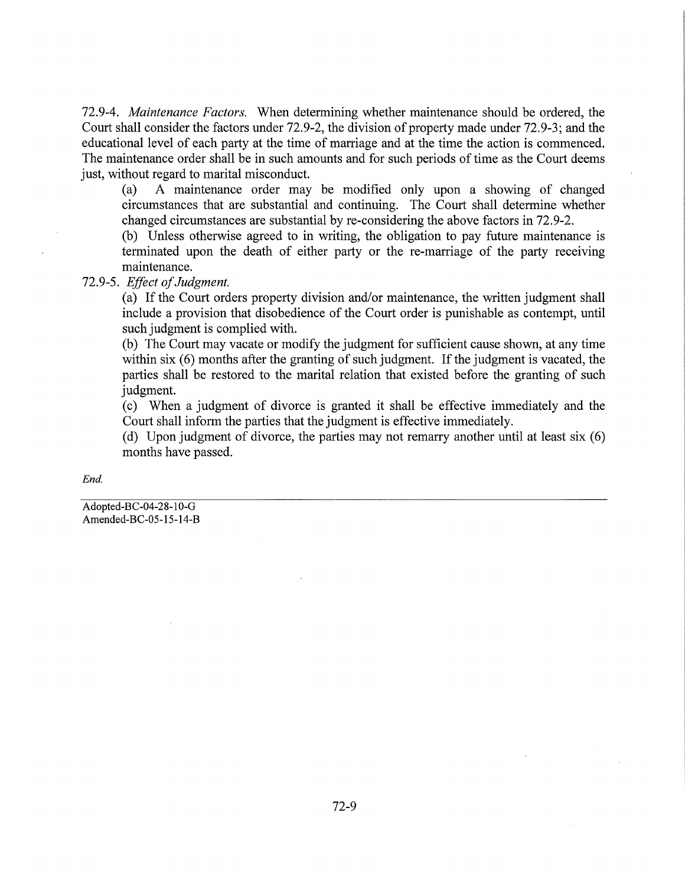72.9-4. *Maintenance Factors.* When determining whether maintenance should be ordered, the Court shall consider the factors under 72.9-2, the division of property made under 72.9-3; and the educational level of each party at the time of marriage and at the time the action is commenced. The maintenance order shall be in such amounts and for such periods of time as the Court deems just, without regard to marital misconduct.

(a) A maintenance order may be modified only upon a showing of changed circumstances that are substantial and continuing. The Court shall determine whether changed circumstances are substantial by re-considering the above factors in 72.9-2.

(b) Unless otherwise agreed to in writing, the obligation to pay future maintenance is terminated upon the death of either party or the re-marriage of the party receiving maintenance.

72.9-5. *Effect of Judgment.*

(a) If the Court orders property division and/or maintenance, the written judgment shall include a provision that disobedience of the Court order is punishable as contempt, until such judgment is complied with.

(b) The Court may vacate or modify the judgment for sufficient cause shown, at any time within six (6) months after the granting of such judgment. If the judgment is vacated, the parties shall be restored to the marital relation that existed before the granting of such judgment.

(c) When a judgment of divorce is granted it shall be effective immediately and the Court shall inform the parties that the judgment is effective immediately.

(d) Upon judgment of divorce, the parties may not remarry another until at least six (6) months have passed.

*End.*

---

Adopted-BC-04-28-10-G
Amended-BC-05-15-14-B